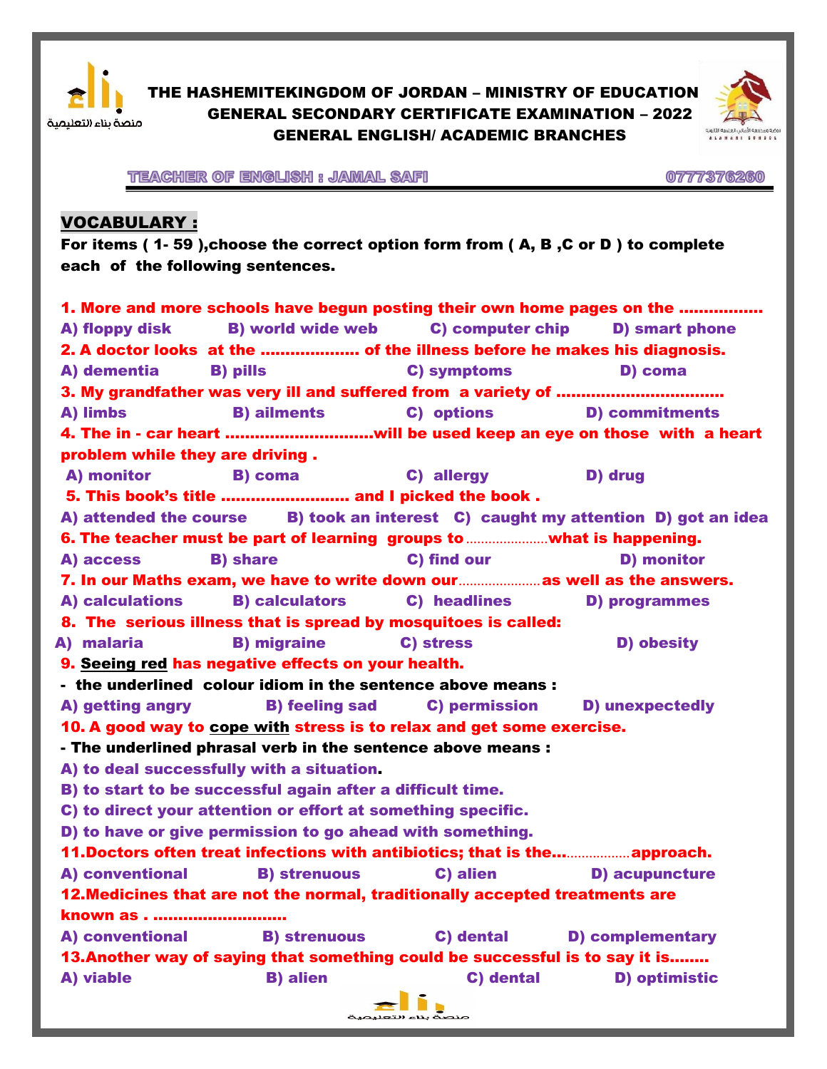# THE HASHEMITEKINGDOM OF JORDAN – MINISTRY OF EDUCATION
## GENERAL SECONDARY CERTIFICATE EXAMINATION – 2022
## GENERAL ENGLISH/ ACADEMIC BRANCHES

**TEACHER OF ENGLISH : JAMAL SAFI** **0777376260**

## VOCABULARY :

**For items ( 1- 59 ),choose the correct option form from ( A, B ,C or D ) to complete each of the following sentences.**

**1. More and more schools have begun posting their own home pages on the ................**
A) floppy disk B) world wide web C) computer chip D) smart phone

**2. A doctor looks at the .................... of the illness before he makes his diagnosis.**
A) dementia B) pills C) symptoms D) coma

**3. My grandfather was very ill and suffered from a variety of .................................**
A) limbs B) ailments C) options D) commitments

**4. The in - car heart .............................will be used keep an eye on those with a heart problem while they are driving .**
A) monitor B) coma C) allergy D) drug

**5. This book's title .......................... and I picked the book .**
A) attended the course B) took an interest C) caught my attention D) got an idea

**6. The teacher must be part of learning groups to ......................what is happening.**
A) access B) share C) find our D) monitor

**7. In our Maths exam, we have to write down our......................as well as the answers.**
A) calculations B) calculators C) headlines D) programmes

**8. The serious illness that is spread by mosquitoes is called:**
A) malaria B) migraine C) stress D) obesity

**9. Seeing red has negative effects on your health.**
**- the underlined colour idiom in the sentence above means :**
A) getting angry B) feeling sad C) permission D) unexpectedly

**10. A good way to cope with stress is to relax and get some exercise.**
**- The underlined phrasal verb in the sentence above means :**
A) to deal successfully with a situation.
B) to start to be successful again after a difficult time.
C) to direct your attention or effort at something specific.
D) to have or give permission to go ahead with something.

**11.Doctors often treat infections with antibiotics; that is the…................approach.**
A) conventional B) strenuous C) alien D) acupuncture

**12.Medicines that are not the normal, traditionally accepted treatments are known as . ...........................**
A) conventional B) strenuous C) dental D) complementary

**13.Another way of saying that something could be successful is to say it is........**
A) viable B) alien C) dental D) optimistic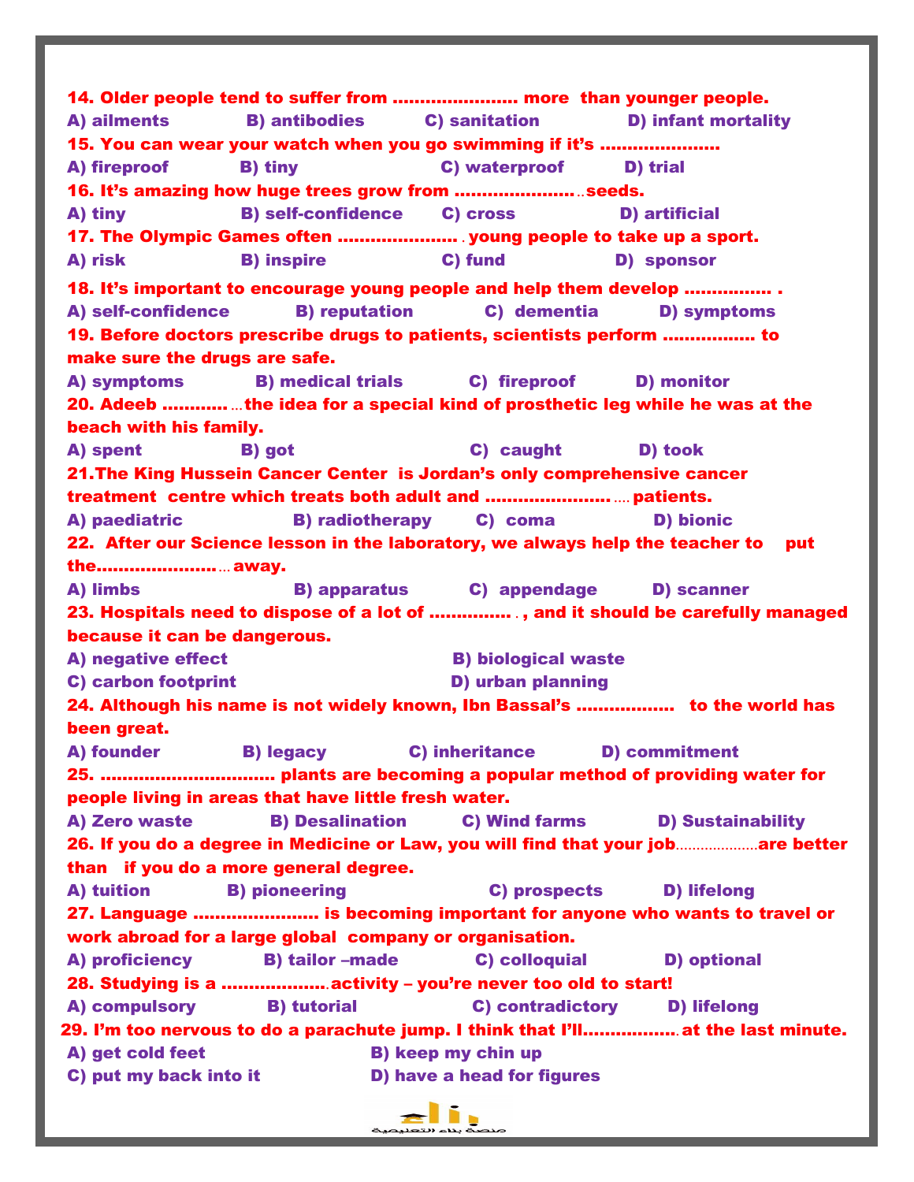**14. Older people tend to suffer from ..................... more than younger people.**

A) ailments B) antibodies C) sanitation D) infant mortality

**15. You can wear your watch when you go swimming if it's ....................**

A) fireproof B) tiny C) waterproof D) trial

**16. It's amazing how huge trees grow from .......................seeds.**

A) tiny B) self-confidence C) cross D) artificial

**17. The Olympic Games often ...................... young people to take up a sport.**

A) risk B) inspire C) fund D) sponsor

**18. It's important to encourage young people and help them develop ............... .**

A) self-confidence B) reputation C) dementia D) symptoms

**19. Before doctors prescribe drugs to patients, scientists perform ................ to make sure the drugs are safe.**

A) symptoms B) medical trials C) fireproof D) monitor

**20. Adeeb ...............the idea for a special kind of prosthetic leg while he was at the beach with his family.**

A) spent B) got C) caught D) took

**21.The King Hussein Cancer Center is Jordan's only comprehensive cancer treatment centre which treats both adult and ......................... patients.**

A) paediatric B) radiotherapy C) coma D) bionic

**22. After our Science lesson in the laboratory, we always help the teacher to put the........................ away.**

A) limbs B) apparatus C) appendage D) scanner

**23. Hospitals need to dispose of a lot of ............... , and it should be carefully managed because it can be dangerous.**

A) negative effect B) biological waste

C) carbon footprint D) urban planning

**24. Although his name is not widely known, Ibn Bassal's ................. to the world has been great.**

A) founder B) legacy C) inheritance D) commitment

**25. ............................... plants are becoming a popular method of providing water for people living in areas that have little fresh water.**

A) Zero waste B) Desalination C) Wind farms D) Sustainability

**26. If you do a degree in Medicine or Law, you will find that your job....................are better than if you do a more general degree.**

A) tuition B) pioneering C) prospects D) lifelong

**27. Language ...................... is becoming important for anyone who wants to travel or work abroad for a large global company or organisation.**

A) proficiency B) tailor –made C) colloquial D) optional

**28. Studying is a ....................activity – you're never too old to start!**

A) compulsory B) tutorial C) contradictory D) lifelong

**29. I'm too nervous to do a parachute jump. I think that I'll.................. at the last minute.**

A) get cold feet B) keep my chin up

C) put my back into it D) have a head for figures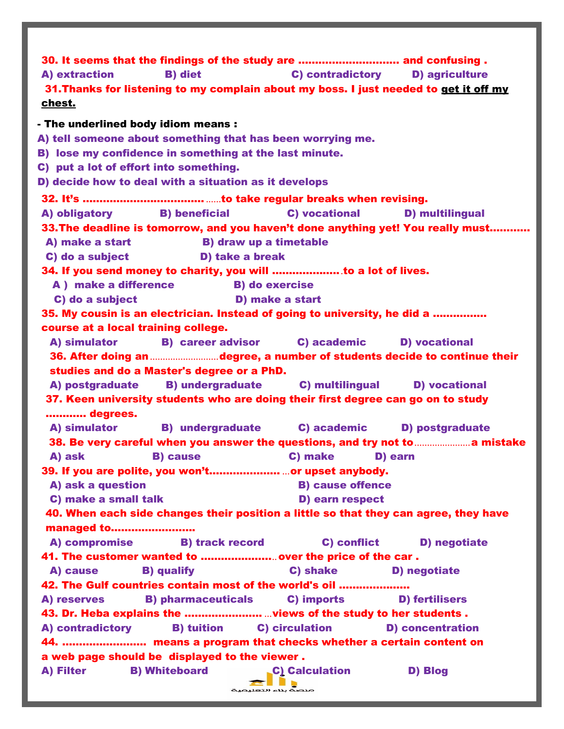**30. It seems that the findings of the study are ............................ and confusing .**

A) extraction B) diet C) contradictory D) agriculture

**31.Thanks for listening to my complain about my boss. I just needed to <u>get it off my chest.</u>**

**- The underlined body idiom means :**

A) tell someone about something that has been worrying me.

B) lose my confidence in something at the last minute.

C) put a lot of effort into something.

D) decide how to deal with a situation as it develops

**32. It's ......................................to take regular breaks when revising.**

A) obligatory B) beneficial C) vocational D) multilingual

**33.The deadline is tomorrow, and you haven't done anything yet! You really must...........**

A) make a start B) draw up a timetable

C) do a subject D) take a break

**34. If you send money to charity, you will .....................to a lot of lives.**

A ) make a difference B) do exercise

C) do a subject D) make a start

**35. My cousin is an electrician. Instead of going to university, he did a ............... course at a local training college.**

A) simulator B) career advisor C) academic D) vocational

**36. After doing an ..........................degree, a number of students decide to continue their studies and do a Master's degree or a PhD.**

A) postgraduate B) undergraduate C) multilingual D) vocational

**37. Keen university students who are doing their first degree can go on to study ............ degrees.**

A) simulator B) undergraduate C) academic D) postgraduate

**38. Be very careful when you answer the questions, and try not to......................a mistake**

A) ask B) cause C) make D) earn

**39. If you are polite, you won't........................or upset anybody.**

A) ask a question B) cause offence

C) make a small talk D) earn respect

**40. When each side changes their position a little so that they can agree, they have managed to.........................**

A) compromise B) track record C) conflict D) negotiate

**41. The customer wanted to .......................over the price of the car .**

A) cause B) qualify C) shake D) negotiate

**42. The Gulf countries contain most of the world's oil ....................**

A) reserves B) pharmaceuticals C) imports D) fertilisers

**43. Dr. Heba explains the ..........................views of the study to her students .**

A) contradictory B) tuition C) circulation D) concentration

**44. ......................... means a program that checks whether a certain content on a web page should be displayed to the viewer .**

A) Filter B) Whiteboard C) Calculation D) Blog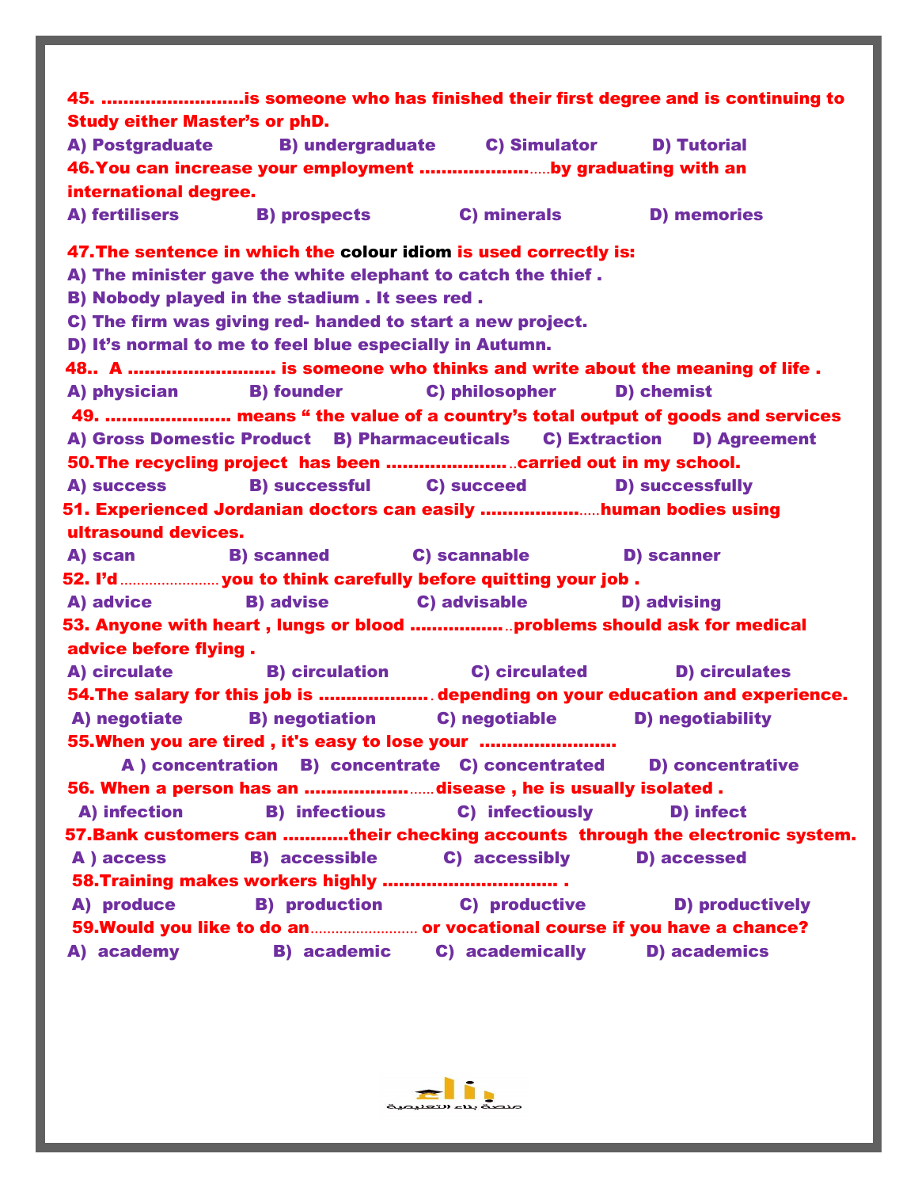**45. ..........................is someone who has finished their first degree and is continuing to Study either Master's or phD.**

**A) Postgraduate B) undergraduate C) Simulator D) Tutorial**

**46.You can increase your employment ..........................by graduating with an international degree.**

**A) fertilisers B) prospects C) minerals D) memories**

**47.The sentence in which the colour idiom is used correctly is:**

**A) The minister gave the white elephant to catch the thief .**

**B) Nobody played in the stadium . It sees red .**

**C) The firm was giving red- handed to start a new project.**

**D) It's normal to me to feel blue especially in Autumn.**

**48.. A ........................... is someone who thinks and write about the meaning of life .**

**A) physician B) founder C) philosopher D) chemist**

**49. ....................... means " the value of a country's total output of goods and services**

**A) Gross Domestic Product B) Pharmaceuticals C) Extraction D) Agreement**

**50.The recycling project has been .........................carried out in my school.**

**A) success B) successful C) succeed D) successfully**

**51. Experienced Jordanian doctors can easily ........................human bodies using ultrasound devices.**

**A) scan B) scanned C) scannable D) scanner**

**52. I'd........................you to think carefully before quitting your job .**

**A) advice B) advise C) advisable D) advising**

**53. Anyone with heart , lungs or blood ...................problems should ask for medical advice before flying .**

**A) circulate B) circulation C) circulated D) circulates**

**54.The salary for this job is ...................... depending on your education and experience.**

**A) negotiate B) negotiation C) negotiable D) negotiability**

**55.When you are tired , it's easy to lose your .........................**

**A ) concentration B) concentrate C) concentrated D) concentrative**

**56. When a person has an ........................disease , he is usually isolated .**

**A) infection B) infectious C) infectiously D) infect**

**57.Bank customers can ............their checking accounts through the electronic system.**

**A ) access B) accessible C) accessibly D) accessed**

**58.Training makes workers highly ............................... .**

**A) produce B) production C) productive D) productively**

**59.Would you like to do an.......................... or vocational course if you have a chance?**

**A) academy B) academic C) academically D) academics**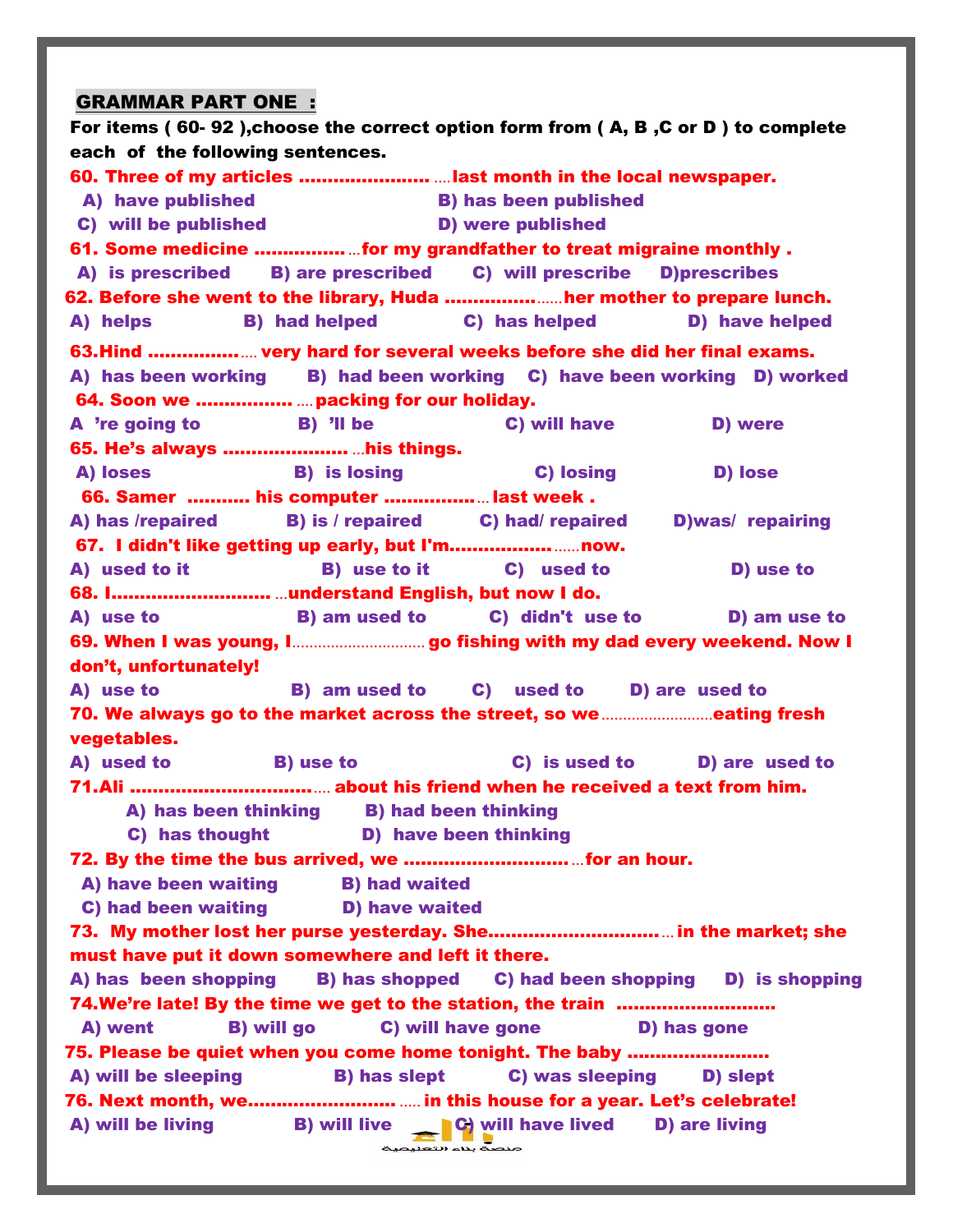## GRAMMAR PART ONE :

**For items ( 60- 92 ),choose the correct option form from ( A, B ,C or D ) to complete each of the following sentences.**

**60. Three of my articles ........................ ....last month in the local newspaper.**

A) have published  B) has been published
C) will be published  D) were published

**61. Some medicine ................ ...for my grandfather to treat migraine monthly .**

A) is prescribed  B) are prescribed  C) will prescribe  D)prescribes

**62. Before she went to the library, Huda ................ ......her mother to prepare lunch.**

A) helps  B) had helped  C) has helped  D) have helped

**63.Hind ................ .... very hard for several weeks before she did her final exams.**

A) has been working  B) had been working  C) have been working  D) worked

**64. Soon we ................. ....packing for our holiday.**

A 're going to  B) 'll be  C) will have  D) were

**65. He's always ...................... ...his things.**

A) loses  B) is losing  C) losing  D) lose

**66. Samer ........... his computer ................ ... last week .**

A) has /repaired  B) is / repaired  C) had/ repaired  D)was/ repairing

**67. I didn't like getting up early, but I'm.................. ......now.**

A) used to it  B) use to it  C) used to  D) use to

**68. I............................ ...understand English, but now I do.**

A) use to  B) am used to  C) didn't use to  D) am use to

**69. When I was young, I.............................. go fishing with my dad every weekend. Now I don't, unfortunately!**

A) use to  B) am used to  C) used to  D) are used to

**70. We always go to the market across the street, so we..........................eating fresh vegetables.**

A) used to  B) use to  C) is used to  D) are used to

**71.Ali ................................ .... about his friend when he received a text from him.**

A) has been thinking  B) had been thinking
C) has thought  D) have been thinking

**72. By the time the bus arrived, we ............................ ...for an hour.**

A) have been waiting  B) had waited
C) had been waiting  D) have waited

**73. My mother lost her purse yesterday. She............................ ... in the market; she must have put it down somewhere and left it there.**

A) has been shopping  B) has shopped  C) had been shopping  D) is shopping

**74.We're late! By the time we get to the station, the train ............................**

A) went  B) will go  C) will have gone  D) has gone

**75. Please be quiet when you come home tonight. The baby ........................**

A) will be sleeping  B) has slept  C) was sleeping  D) slept

**76. Next month, we.......................... ..... in this house for a year. Let's celebrate!**

A) will be living  B) will live  C) will have lived  D) are living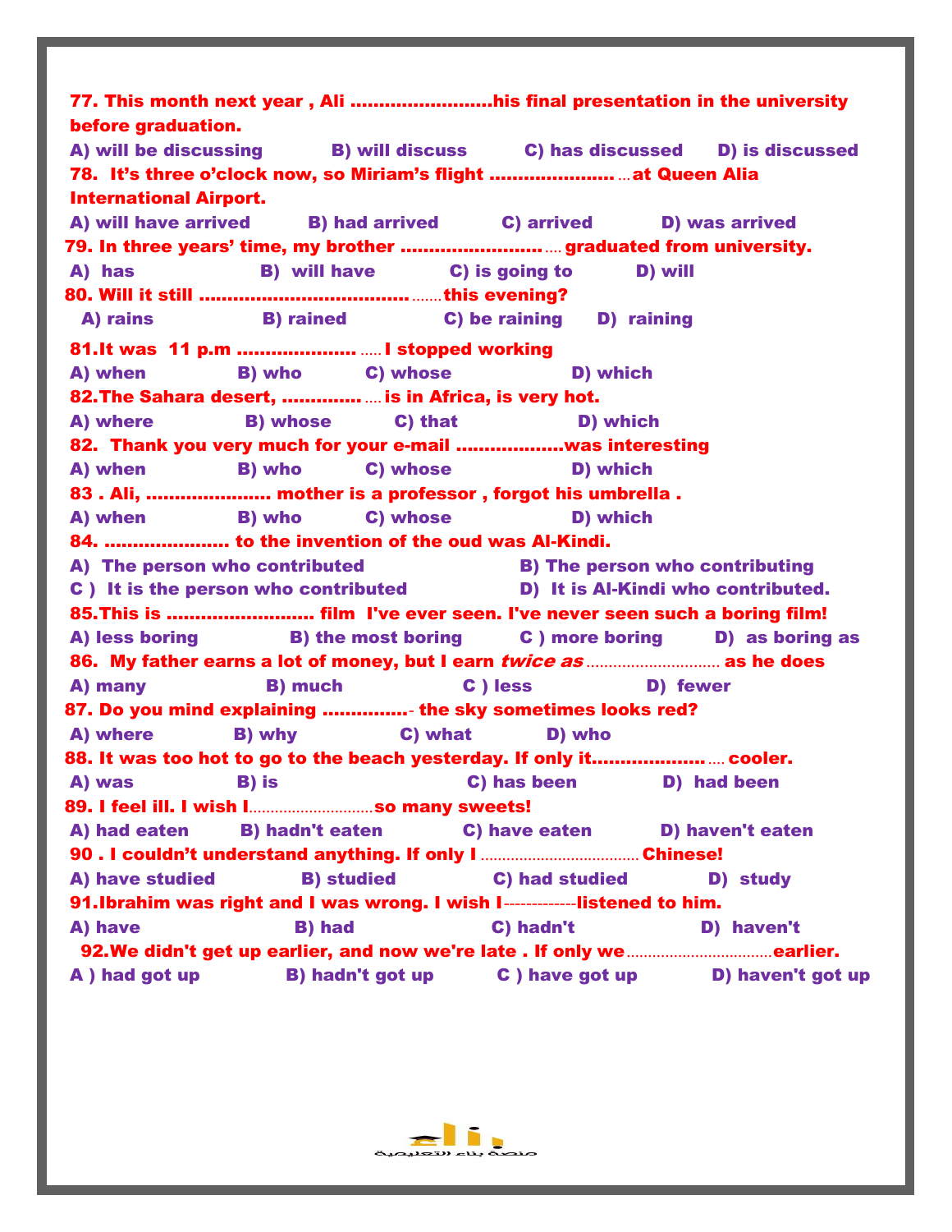**77. This month next year , Ali .........................his final presentation in the university before graduation.**

**A) will be discussing B) will discuss C) has discussed D) is discussed**

**78. It's three o'clock now, so Miriam's flight ........................ at Queen Alia International Airport.**

**A) will have arrived B) had arrived C) arrived D) was arrived**

**79. In three years' time, my brother ............................ graduated from university.**

**A) has B) will have C) is going to D) will**

**80. Will it still ............................................ this evening?**

**A) rains B) rained C) be raining D) raining**

**81.It was 11 p.m ......................... I stopped working**

**A) when B) who C) whose D) which**

**82.The Sahara desert, .................. is in Africa, is very hot.**

**A) where B) whose C) that D) which**

**82. Thank you very much for your e-mail ...................was interesting**

**A) when B) who C) whose D) which**

**83 . Ali, ...................... mother is a professor , forgot his umbrella .**

**A) when B) who C) whose D) which**

**84. ...................... to the invention of the oud was Al-Kindi.**

**A) The person who contributed B) The person who contributing**

**C ) It is the person who contributed D) It is Al-Kindi who contributed.**

**85.This is .......................... film I've ever seen. I've never seen such a boring film!**

**A) less boring B) the most boring C ) more boring D) as boring as**

**86. My father earns a lot of money, but I earn *twice as* ............................ as he does**

**A) many B) much C ) less D) fewer**

**87. Do you mind explaining ................- the sky sometimes looks red?**

**A) where B) why C) what D) who**

**88. It was too hot to go to the beach yesterday. If only it......................... cooler.**

**A) was B) is C) has been D) had been**

**89. I feel ill. I wish I............................so many sweets!**

**A) had eaten B) hadn't eaten C) have eaten D) haven't eaten**

**90 . I couldn't understand anything. If only I .................................... Chinese!**

**A) have studied B) studied C) had studied D) study**

**91.Ibrahim was right and I was wrong. I wish I------------listened to him.**

**A) have B) had C) hadn't D) haven't**

**92.We didn't get up earlier, and now we're late . If only we.................................earlier.**

**A ) had got up B) hadn't got up C ) have got up D) haven't got up**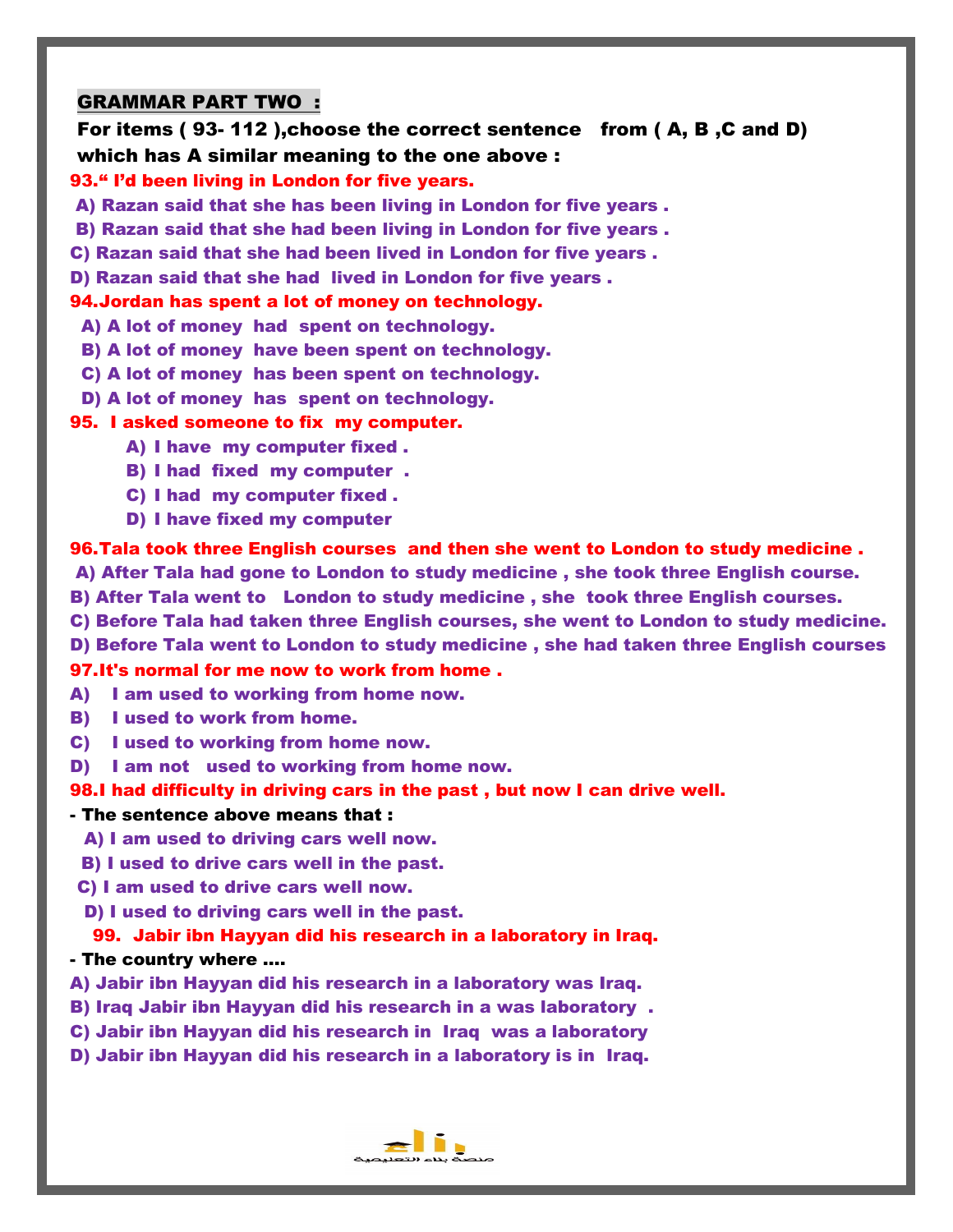## GRAMMAR PART TWO :

**For items ( 93- 112 ),choose the correct sentence from ( A, B ,C and D) which has A similar meaning to the one above :**

**93.“ I’d been living in London for five years.**

A) Razan said that she has been living in London for five years .
B) Razan said that she had been living in London for five years .
C) Razan said that she had been lived in London for five years .
D) Razan said that she had lived in London for five years .

**94.Jordan has spent a lot of money on technology.**

A) A lot of money had spent on technology.
B) A lot of money have been spent on technology.
C) A lot of money has been spent on technology.
D) A lot of money has spent on technology.

**95. I asked someone to fix my computer.**

A) I have my computer fixed .
B) I had fixed my computer .
C) I had my computer fixed .
D) I have fixed my computer

**96.Tala took three English courses and then she went to London to study medicine .**

A) After Tala had gone to London to study medicine , she took three English course.
B) After Tala went to London to study medicine , she took three English courses.
C) Before Tala had taken three English courses, she went to London to study medicine.
D) Before Tala went to London to study medicine , she had taken three English courses

**97.It's normal for me now to work from home .**

A) I am used to working from home now.
B) I used to work from home.
C) I used to working from home now.
D) I am not used to working from home now.

**98.I had difficulty in driving cars in the past , but now I can drive well.**

**- The sentence above means that :**

A) I am used to driving cars well now.
B) I used to drive cars well in the past.
C) I am used to drive cars well now.
D) I used to driving cars well in the past.

**99. Jabir ibn Hayyan did his research in a laboratory in Iraq.**

**- The country where ….**

A) Jabir ibn Hayyan did his research in a laboratory was Iraq.
B) Iraq Jabir ibn Hayyan did his research in a was laboratory .
C) Jabir ibn Hayyan did his research in Iraq was a laboratory
D) Jabir ibn Hayyan did his research in a laboratory is in Iraq.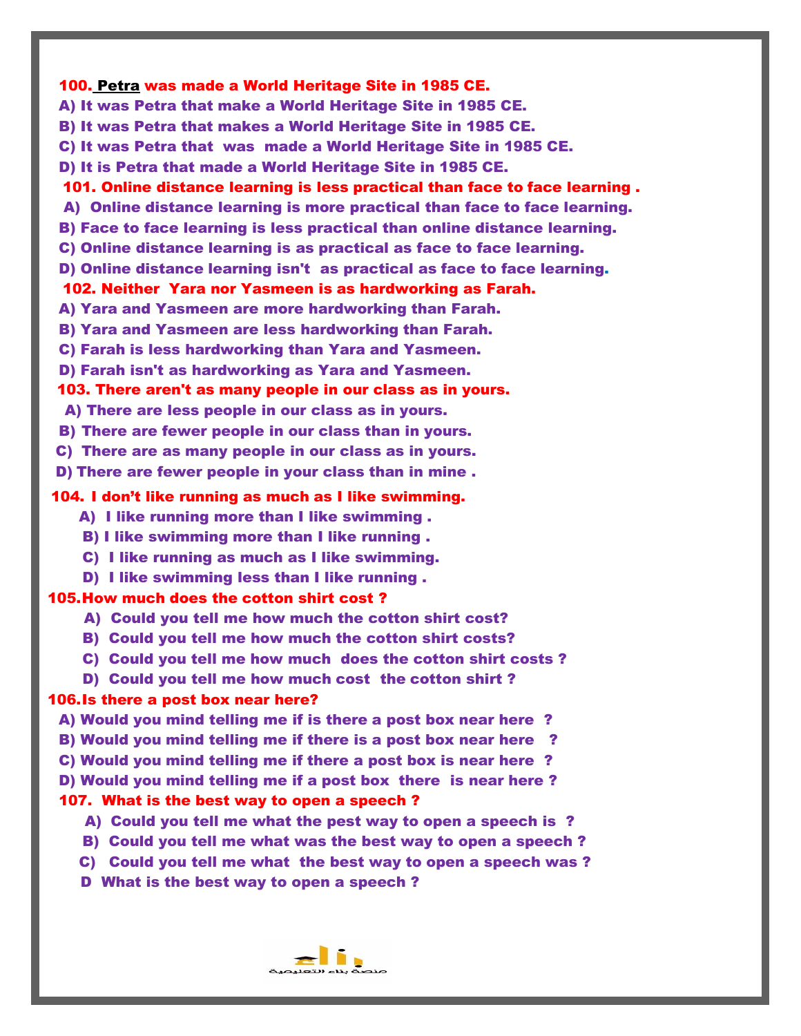**100. <u>Petra</u> was made a World Heritage Site in 1985 CE.**

A) It was Petra that make a World Heritage Site in 1985 CE.

B) It was Petra that makes a World Heritage Site in 1985 CE.

C) It was Petra that was made a World Heritage Site in 1985 CE.

D) It is Petra that made a World Heritage Site in 1985 CE.

**101. Online distance learning is less practical than face to face learning .**

A) Online distance learning is more practical than face to face learning.

B) Face to face learning is less practical than online distance learning.

C) Online distance learning is as practical as face to face learning.

D) Online distance learning isn't as practical as face to face learning.

**102. Neither Yara nor Yasmeen is as hardworking as Farah.**

A) Yara and Yasmeen are more hardworking than Farah.

B) Yara and Yasmeen are less hardworking than Farah.

C) Farah is less hardworking than Yara and Yasmeen.

D) Farah isn't as hardworking as Yara and Yasmeen.

**103. There aren't as many people in our class as in yours.**

A) There are less people in our class as in yours.

B) There are fewer people in our class than in yours.

C) There are as many people in our class as in yours.

D) There are fewer people in your class than in mine .

**104. I don't like running as much as I like swimming.**

A) I like running more than I like swimming .

B) I like swimming more than I like running .

C) I like running as much as I like swimming.

D) I like swimming less than I like running .

**105. How much does the cotton shirt cost ?**

A) Could you tell me how much the cotton shirt cost?

B) Could you tell me how much the cotton shirt costs?

C) Could you tell me how much does the cotton shirt costs ?

D) Could you tell me how much cost the cotton shirt ?

**106. Is there a post box near here?**

A) Would you mind telling me if is there a post box near here ?

B) Would you mind telling me if there is a post box near here ?

C) Would you mind telling me if there a post box is near here ?

D) Would you mind telling me if a post box there is near here ?

**107. What is the best way to open a speech ?**

A) Could you tell me what the pest way to open a speech is ?

B) Could you tell me what was the best way to open a speech ?

C) Could you tell me what the best way to open a speech was ?

D What is the best way to open a speech ?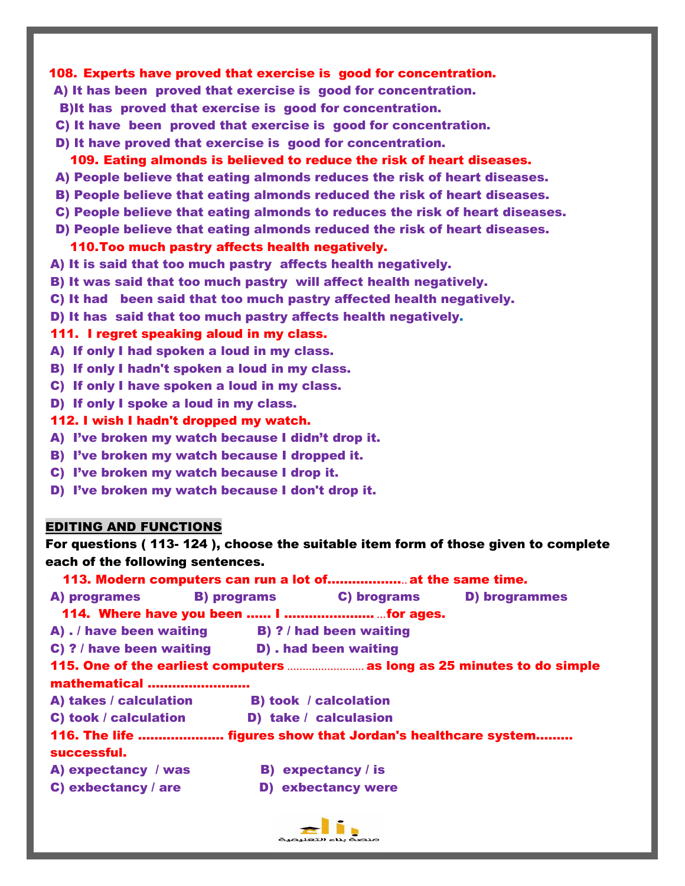**108. Experts have proved that exercise is good for concentration.**

A) It has been proved that exercise is good for concentration.

B)It has proved that exercise is good for concentration.

C) It have been proved that exercise is good for concentration.

D) It have proved that exercise is good for concentration.

**109. Eating almonds is believed to reduce the risk of heart diseases.**

A) People believe that eating almonds reduces the risk of heart diseases.

B) People believe that eating almonds reduced the risk of heart diseases.

C) People believe that eating almonds to reduces the risk of heart diseases.

D) People believe that eating almonds reduced the risk of heart diseases.

**110.Too much pastry affects health negatively.**

A) It is said that too much pastry affects health negatively.

B) It was said that too much pastry will affect health negatively.

C) It had been said that too much pastry affected health negatively.

D) It has said that too much pastry affects health negatively.

**111. I regret speaking aloud in my class.**

A) If only I had spoken a loud in my class.

B) If only I hadn't spoken a loud in my class.

C) If only I have spoken a loud in my class.

D) If only I spoke a loud in my class.

**112. I wish I hadn't dropped my watch.**

A) I've broken my watch because I didn't drop it.

B) I've broken my watch because I dropped it.

C) I've broken my watch because I drop it.

D) I've broken my watch because I don't drop it.

## EDITING AND FUNCTIONS

**For questions ( 113- 124 ), choose the suitable item form of those given to complete each of the following sentences.**

**113. Modern computers can run a lot of..................... at the same time.**

A) programes B) programs C) brograms D) brogrammes

**114. Where have you been ...... I ......................... for ages.**

A) . / have been waiting B) ? / had been waiting

C) ? / have been waiting D) . had been waiting

**115. One of the earliest computers ......................... as long as 25 minutes to do simple mathematical .........................**

A) takes / calculation B) took / calcolation

C) took / calculation D) take / calculasion

**116. The life ..................... figures show that Jordan's healthcare system......... successful.**

A) expectancy / was B) expectancy / is

C) exbectancy / are D) exbectancy were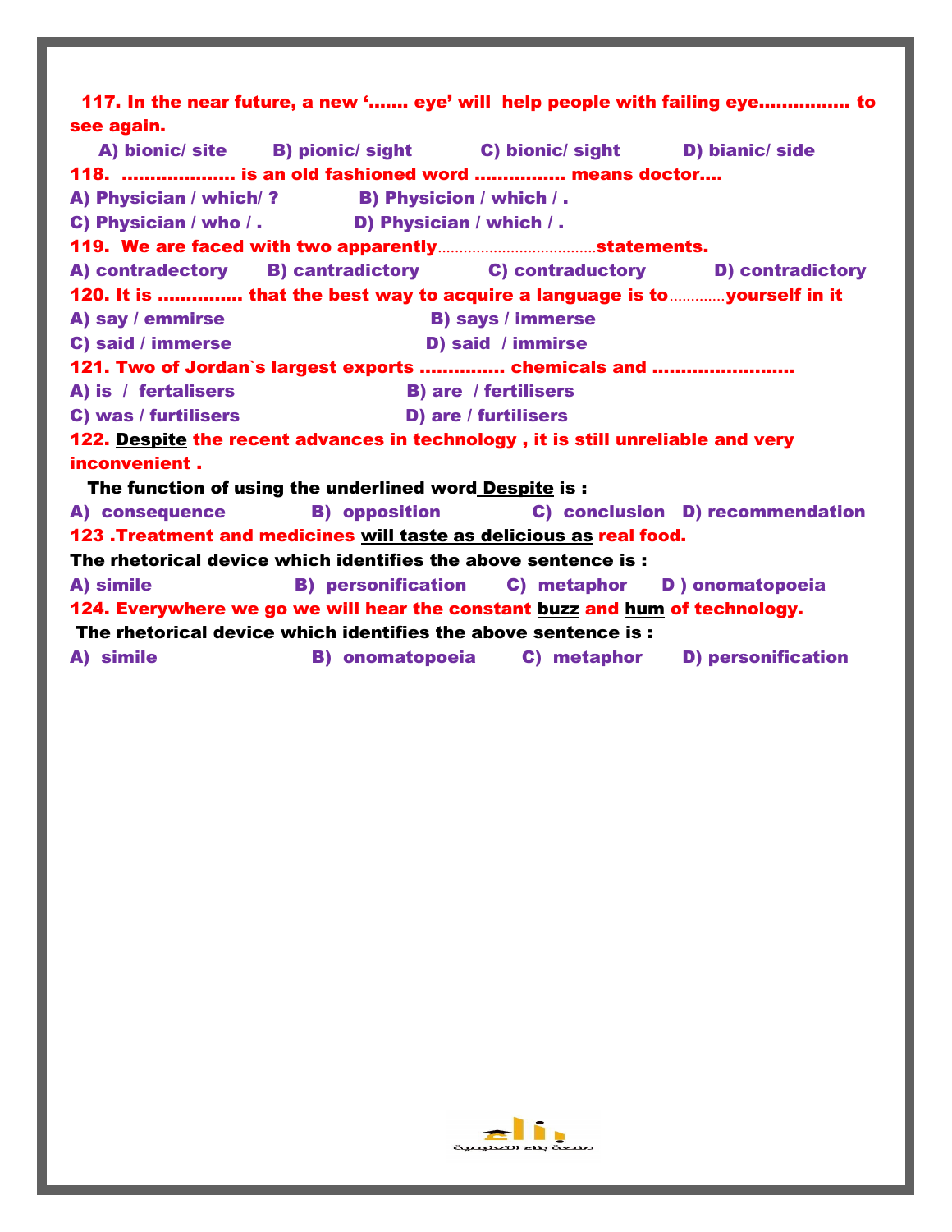**117. In the near future, a new '....... eye' will help people with failing eye................ to see again.**

**A) bionic/ site B) pionic/ sight C) bionic/ sight D) bianic/ side**

**118. .................... is an old fashioned word ................ means doctor....**

**A) Physician / which/ ?**

**B) Physicion / which / .**

**C) Physician / who / .**

**D) Physician / which / .**

**119. We are faced with two apparently.....................................statements.**

**A) contradectory B) cantradictory C) contraductory D) contradictory**

**120. It is .............. that the best way to acquire a language is to.............yourself in it**

**A) say / emmirse**

**B) says / immerse**

**C) said / immerse**

**D) said / immirse**

**121. Two of Jordan`s largest exports .............. chemicals and ........................**

**A) is / fertalisers**

**B) are / fertilisers**

**C) was / furtilisers**

**D) are / furtilisers**

**122. <u>Despite</u> the recent advances in technology , it is still unreliable and very inconvenient .**

**The function of using the underlined word <u>Despite</u> is :**

**A) consequence B) opposition C) conclusion D) recommendation**

**123 .Treatment and medicines <u>will taste as delicious as</u> real food.**

**The rhetorical device which identifies the above sentence is :**

**A) simile B) personification C) metaphor D ) onomatopoeia**

**124. Everywhere we go we will hear the constant <u>buzz</u> and <u>hum</u> of technology.**

**The rhetorical device which identifies the above sentence is :**

**A) simile B) onomatopoeia C) metaphor D) personification**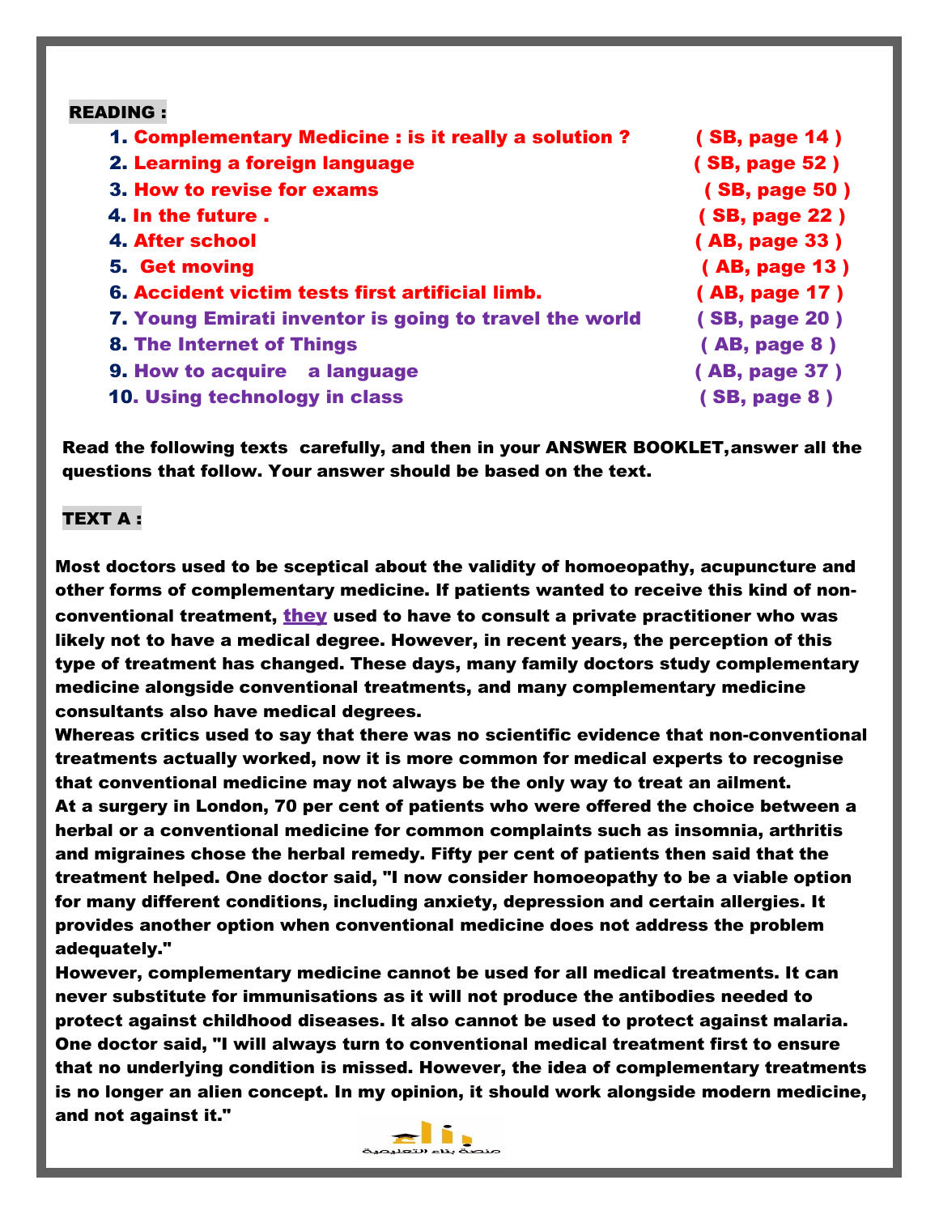**READING :**

1. Complementary Medicine : is it really a solution ? ( SB, page 14 )
2. Learning a foreign language ( SB, page 52 )
3. How to revise for exams ( SB, page 50 )
4. In the future . ( SB, page 22 )
4. After school ( AB, page 33 )
5. Get moving ( AB, page 13 )
6. Accident victim tests first artificial limb. ( AB, page 17 )
7. Young Emirati inventor is going to travel the world ( SB, page 20 )
8. The Internet of Things ( AB, page 8 )
9. How to acquire a language ( AB, page 37 )
10. Using technology in class ( SB, page 8 )

**Read the following texts carefully, and then in your ANSWER BOOKLET, answer all the questions that follow. Your answer should be based on the text.**

**TEXT A :**

Most doctors used to be sceptical about the validity of homoeopathy, acupuncture and other forms of complementary medicine. If patients wanted to receive this kind of non-conventional treatment, <u>they</u> used to have to consult a private practitioner who was likely not to have a medical degree. However, in recent years, the perception of this type of treatment has changed. These days, many family doctors study complementary medicine alongside conventional treatments, and many complementary medicine consultants also have medical degrees.

Whereas critics used to say that there was no scientific evidence that non-conventional treatments actually worked, now it is more common for medical experts to recognise that conventional medicine may not always be the only way to treat an ailment.

At a surgery in London, 70 per cent of patients who were offered the choice between a herbal or a conventional medicine for common complaints such as insomnia, arthritis and migraines chose the herbal remedy. Fifty per cent of patients then said that the treatment helped. One doctor said, "I now consider homoeopathy to be a viable option for many different conditions, including anxiety, depression and certain allergies. It provides another option when conventional medicine does not address the problem adequately."

However, complementary medicine cannot be used for all medical treatments. It can never substitute for immunisations as it will not produce the antibodies needed to protect against childhood diseases. It also cannot be used to protect against malaria. One doctor said, "I will always turn to conventional medical treatment first to ensure that no underlying condition is missed. However, the idea of complementary treatments is no longer an alien concept. In my opinion, it should work alongside modern medicine, and not against it."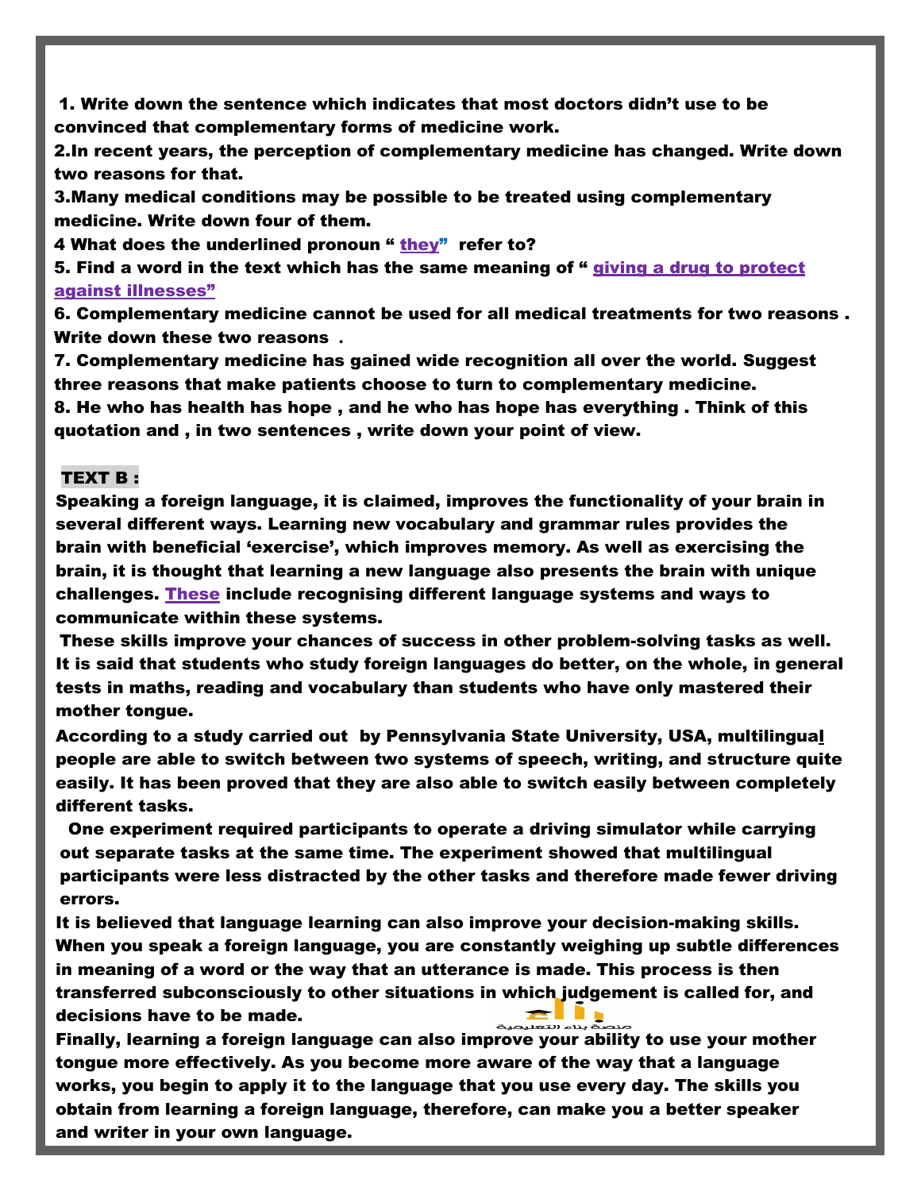1. Write down the sentence which indicates that most doctors didn't use to be convinced that complementary forms of medicine work.

2. In recent years, the perception of complementary medicine has changed. Write down two reasons for that.

3. Many medical conditions may be possible to be treated using complementary medicine. Write down four of them.

4 What does the underlined pronoun " they" refer to?

5. Find a word in the text which has the same meaning of " giving a drug to protect against illnesses"

6. Complementary medicine cannot be used for all medical treatments for two reasons . Write down these two reasons .

7. Complementary medicine has gained wide recognition all over the world. Suggest three reasons that make patients choose to turn to complementary medicine.

8. He who has health has hope , and he who has hope has everything . Think of this quotation and , in two sentences , write down your point of view.

## TEXT B :

Speaking a foreign language, it is claimed, improves the functionality of your brain in several different ways. Learning new vocabulary and grammar rules provides the brain with beneficial 'exercise', which improves memory. As well as exercising the brain, it is thought that learning a new language also presents the brain with unique challenges. These include recognising different language systems and ways to communicate within these systems.

These skills improve your chances of success in other problem-solving tasks as well. It is said that students who study foreign languages do better, on the whole, in general tests in maths, reading and vocabulary than students who have only mastered their mother tongue.

According to a study carried out by Pennsylvania State University, USA, multilingual people are able to switch between two systems of speech, writing, and structure quite easily. It has been proved that they are also able to switch easily between completely different tasks.

One experiment required participants to operate a driving simulator while carrying out separate tasks at the same time. The experiment showed that multilingual participants were less distracted by the other tasks and therefore made fewer driving errors.

It is believed that language learning can also improve your decision-making skills. When you speak a foreign language, you are constantly weighing up subtle differences in meaning of a word or the way that an utterance is made. This process is then transferred subconsciously to other situations in which judgement is called for, and decisions have to be made.

Finally, learning a foreign language can also improve your ability to use your mother tongue more effectively. As you become more aware of the way that a language works, you begin to apply it to the language that you use every day. The skills you obtain from learning a foreign language, therefore, can make you a better speaker and writer in your own language.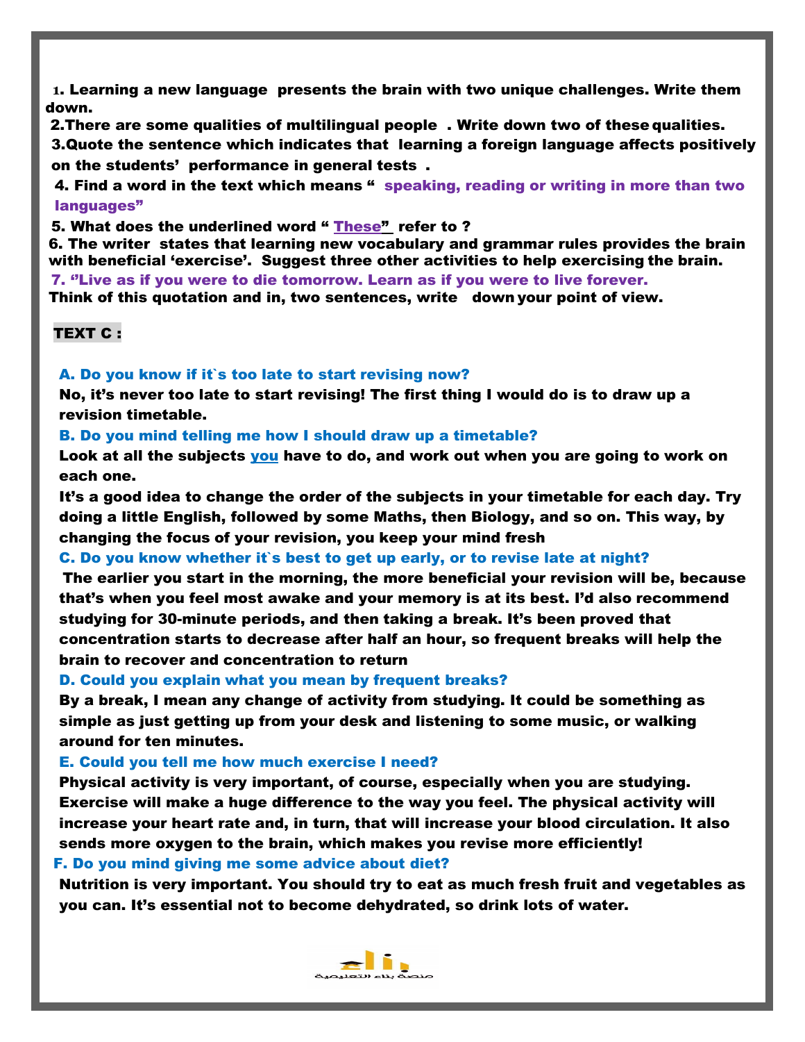1. Learning a new language presents the brain with two unique challenges. Write them down.

2. There are some qualities of multilingual people . Write down two of these qualities.

3. Quote the sentence which indicates that learning a foreign language affects positively on the students' performance in general tests .

4. Find a word in the text which means " speaking, reading or writing in more than two languages"

5. What does the underlined word " These" refer to ?

6. The writer states that learning new vocabulary and grammar rules provides the brain with beneficial 'exercise'. Suggest three other activities to help exercising the brain.

7. "Live as if you were to die tomorrow. Learn as if you were to live forever.
Think of this quotation and in, two sentences, write down your point of view.

## TEXT C :

**A. Do you know if it`s too late to start revising now?**

No, it's never too late to start revising! The first thing I would do is to draw up a revision timetable.

**B. Do you mind telling me how I should draw up a timetable?**

Look at all the subjects you have to do, and work out when you are going to work on each one.

It's a good idea to change the order of the subjects in your timetable for each day. Try doing a little English, followed by some Maths, then Biology, and so on. This way, by changing the focus of your revision, you keep your mind fresh

**C. Do you know whether it`s best to get up early, or to revise late at night?**

The earlier you start in the morning, the more beneficial your revision will be, because that's when you feel most awake and your memory is at its best. I'd also recommend studying for 30-minute periods, and then taking a break. It's been proved that concentration starts to decrease after half an hour, so frequent breaks will help the brain to recover and concentration to return

**D. Could you explain what you mean by frequent breaks?**

By a break, I mean any change of activity from studying. It could be something as simple as just getting up from your desk and listening to some music, or walking around for ten minutes.

**E. Could you tell me how much exercise I need?**

Physical activity is very important, of course, especially when you are studying. Exercise will make a huge difference to the way you feel. The physical activity will increase your heart rate and, in turn, that will increase your blood circulation. It also sends more oxygen to the brain, which makes you revise more efficiently!

**F. Do you mind giving me some advice about diet?**

Nutrition is very important. You should try to eat as much fresh fruit and vegetables as you can. It's essential not to become dehydrated, so drink lots of water.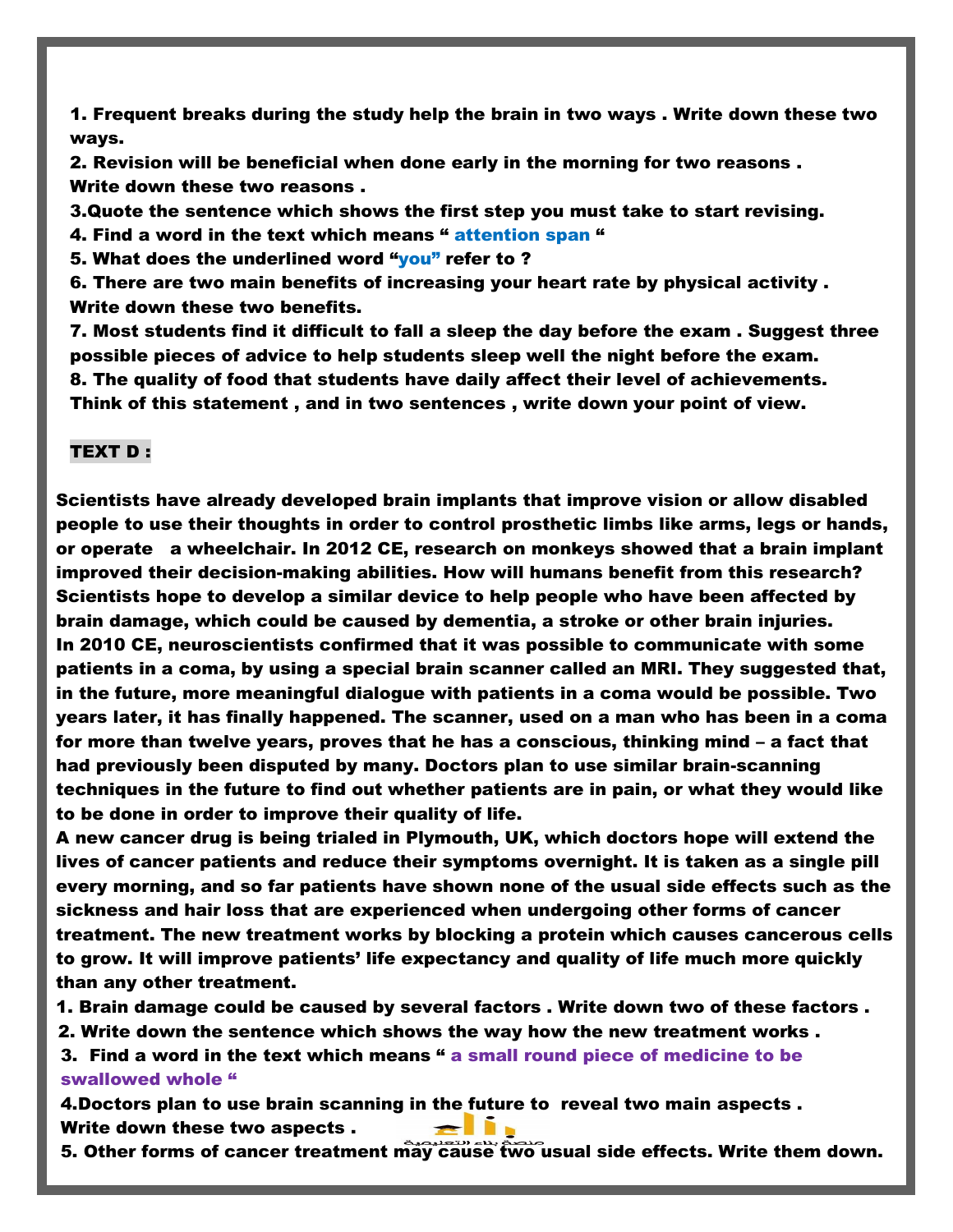1. Frequent breaks during the study help the brain in two ways . Write down these two ways.

2. Revision will be beneficial when done early in the morning for two reasons . Write down these two reasons .

3. Quote the sentence which shows the first step you must take to start revising.

4. Find a word in the text which means " attention span "

5. What does the underlined word "you" refer to ?

6. There are two main benefits of increasing your heart rate by physical activity . Write down these two benefits.

7. Most students find it difficult to fall a sleep the day before the exam . Suggest three possible pieces of advice to help students sleep well the night before the exam.

8. The quality of food that students have daily affect their level of achievements. Think of this statement , and in two sentences , write down your point of view.

## TEXT D :

Scientists have already developed brain implants that improve vision or allow disabled people to use their thoughts in order to control prosthetic limbs like arms, legs or hands, or operate a wheelchair. In 2012 CE, research on monkeys showed that a brain implant improved their decision-making abilities. How will humans benefit from this research? Scientists hope to develop a similar device to help people who have been affected by brain damage, which could be caused by dementia, a stroke or other brain injuries.

In 2010 CE, neuroscientists confirmed that it was possible to communicate with some patients in a coma, by using a special brain scanner called an MRI. They suggested that, in the future, more meaningful dialogue with patients in a coma would be possible. Two years later, it has finally happened. The scanner, used on a man who has been in a coma for more than twelve years, proves that he has a conscious, thinking mind – a fact that had previously been disputed by many. Doctors plan to use similar brain-scanning techniques in the future to find out whether patients are in pain, or what they would like to be done in order to improve their quality of life.

A new cancer drug is being trialed in Plymouth, UK, which doctors hope will extend the lives of cancer patients and reduce their symptoms overnight. It is taken as a single pill every morning, and so far patients have shown none of the usual side effects such as the sickness and hair loss that are experienced when undergoing other forms of cancer treatment. The new treatment works by blocking a protein which causes cancerous cells to grow. It will improve patients' life expectancy and quality of life much more quickly than any other treatment.

1. Brain damage could be caused by several factors . Write down two of these factors .

2. Write down the sentence which shows the way how the new treatment works .

3. Find a word in the text which means " a small round piece of medicine to be swallowed whole "

4. Doctors plan to use brain scanning in the future to reveal two main aspects . Write down these two aspects .

5. Other forms of cancer treatment may cause two usual side effects. Write them down.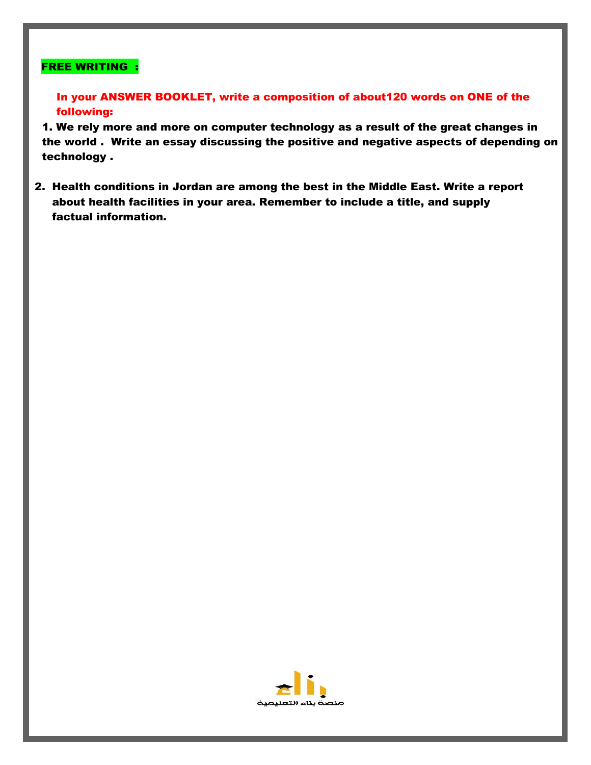**FREE WRITING :**

**In your ANSWER BOOKLET, write a composition of about120 words on ONE of the following:**

1. **We rely more and more on computer technology as a result of the great changes in the world . Write an essay discussing the positive and negative aspects of depending on technology .**

2. **Health conditions in Jordan are among the best in the Middle East. Write a report about health facilities in your area. Remember to include a title, and supply factual information.**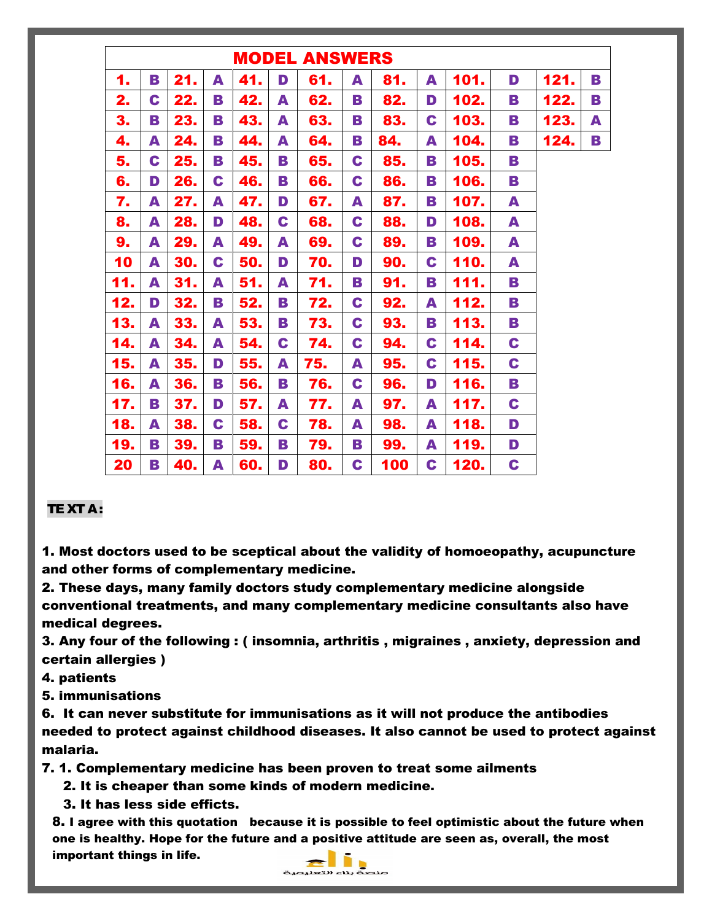| MODEL ANSWERS | | | | | | | | | | | | | |
|---|---|---|---|---|---|---|---|---|---|---|---|---|---|
| 1. | B | 21. | A | 41. | D | 61. | A | 81. | A | 101. | D | 121. | B |
| 2. | C | 22. | B | 42. | A | 62. | B | 82. | D | 102. | B | 122. | B |
| 3. | B | 23. | B | 43. | A | 63. | B | 83. | C | 103. | B | 123. | A |
| 4. | A | 24. | B | 44. | A | 64. | B | 84. | A | 104. | B | 124. | B |
| 5. | C | 25. | B | 45. | B | 65. | C | 85. | B | 105. | B | | |
| 6. | D | 26. | C | 46. | B | 66. | C | 86. | B | 106. | B | | |
| 7. | A | 27. | A | 47. | D | 67. | A | 87. | B | 107. | A | | |
| 8. | A | 28. | D | 48. | C | 68. | C | 88. | D | 108. | A | | |
| 9. | A | 29. | A | 49. | A | 69. | C | 89. | B | 109. | A | | |
| 10 | A | 30. | C | 50. | D | 70. | D | 90. | C | 110. | A | | |
| 11. | A | 31. | A | 51. | A | 71. | B | 91. | B | 111. | B | | |
| 12. | D | 32. | B | 52. | B | 72. | C | 92. | A | 112. | B | | |
| 13. | A | 33. | A | 53. | B | 73. | C | 93. | B | 113. | B | | |
| 14. | A | 34. | A | 54. | C | 74. | C | 94. | C | 114. | C | | |
| 15. | A | 35. | D | 55. | A | 75. | A | 95. | C | 115. | C | | |
| 16. | A | 36. | B | 56. | B | 76. | C | 96. | D | 116. | B | | |
| 17. | B | 37. | D | 57. | A | 77. | A | 97. | A | 117. | C | | |
| 18. | A | 38. | C | 58. | C | 78. | A | 98. | A | 118. | D | | |
| 19. | B | 39. | B | 59. | B | 79. | B | 99. | A | 119. | D | | |
| 20 | B | 40. | A | 60. | D | 80. | C | 100 | C | 120. | C | | |

**TE XT A :**

1. Most doctors used to be sceptical about the validity of homoeopathy, acupuncture and other forms of complementary medicine.
2. These days, many family doctors study complementary medicine alongside conventional treatments, and many complementary medicine consultants also have medical degrees.
3. Any four of the following : ( insomnia, arthritis , migraines , anxiety, depression and certain allergies )
4. patients
5. immunisations
6. It can never substitute for immunisations as it will not produce the antibodies needed to protect against childhood diseases. It also cannot be used to protect against malaria.
7. 1. Complementary medicine has been proven to treat some ailments
   2. It is cheaper than some kinds of modern medicine.
   3. It has less side effitcs.
8. I agree with this quotation because it is possible to feel optimistic about the future when one is healthy. Hope for the future and a positive attitude are seen as, overall, the most important things in life.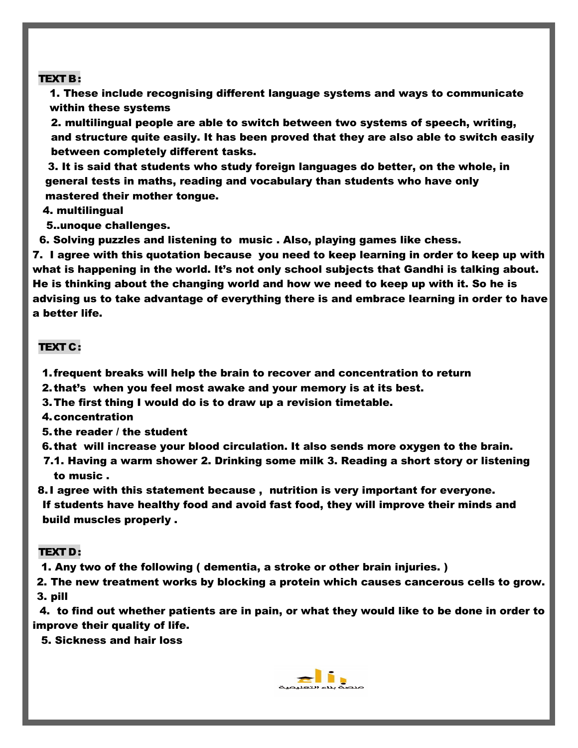**TEXT B:**

1. These include recognising different language systems and ways to communicate within these systems
2. multilingual people are able to switch between two systems of speech, writing, and structure quite easily. It has been proved that they are also able to switch easily between completely different tasks.
3. It is said that students who study foreign languages do better, on the whole, in general tests in maths, reading and vocabulary than students who have only mastered their mother tongue.
4. multilingual
5. .unoque challenges.
6. Solving puzzles and listening to music . Also, playing games like chess.
7. I agree with this quotation because you need to keep learning in order to keep up with what is happening in the world. It's not only school subjects that Gandhi is talking about. He is thinking about the changing world and how we need to keep up with it. So he is advising us to take advantage of everything there is and embrace learning in order to have a better life.

**TEXT C:**

1. frequent breaks will help the brain to recover and concentration to return
2. that's when you feel most awake and your memory is at its best.
3. The first thing I would do is to draw up a revision timetable.
4. concentration
5. the reader / the student
6. that will increase your blood circulation. It also sends more oxygen to the brain.
7. 1. Having a warm shower 2. Drinking some milk 3. Reading a short story or listening to music .
8. I agree with this statement because , nutrition is very important for everyone. If students have healthy food and avoid fast food, they will improve their minds and build muscles properly .

**TEXT D:**

1. Any two of the following ( dementia, a stroke or other brain injuries. )
2. The new treatment works by blocking a protein which causes cancerous cells to grow.
3. pill
4. to find out whether patients are in pain, or what they would like to be done in order to improve their quality of life.
5. Sickness and hair loss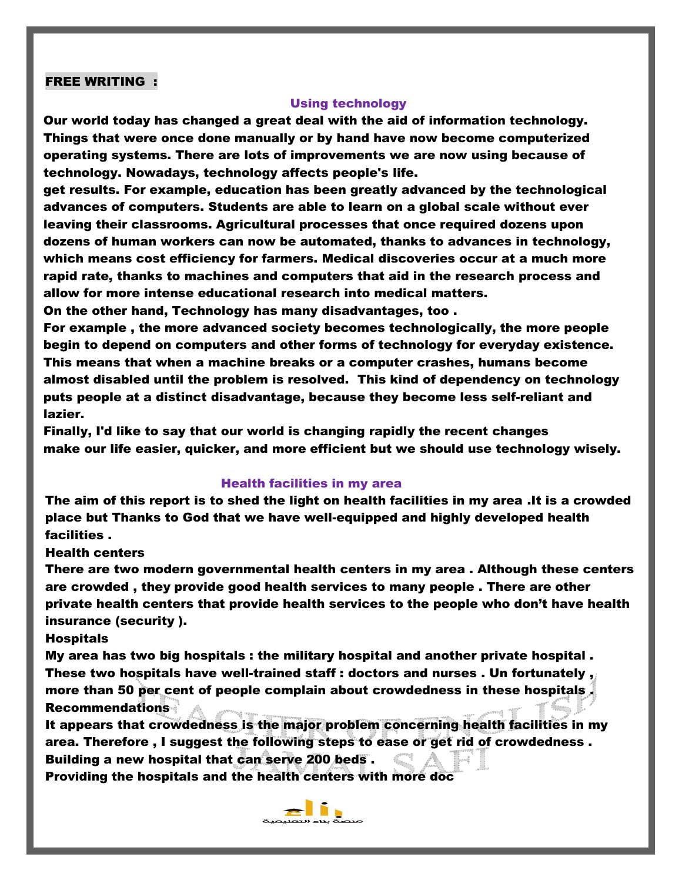## FREE WRITING :

### Using technology

**Our world today has changed a great deal with the aid of information technology. Things that were once done manually or by hand have now become computerized operating systems. There are lots of improvements we are now using because of technology. Nowadays, technology affects people's life.**

**get results. For example, education has been greatly advanced by the technological advances of computers. Students are able to learn on a global scale without ever leaving their classrooms. Agricultural processes that once required dozens upon dozens of human workers can now be automated, thanks to advances in technology, which means cost efficiency for farmers. Medical discoveries occur at a much more rapid rate, thanks to machines and computers that aid in the research process and allow for more intense educational research into medical matters.**

**On the other hand, Technology has many disadvantages, too .**

**For example , the more advanced society becomes technologically, the more people begin to depend on computers and other forms of technology for everyday existence. This means that when a machine breaks or a computer crashes, humans become almost disabled until the problem is resolved. This kind of dependency on technology puts people at a distinct disadvantage, because they become less self-reliant and lazier.**

**Finally, I'd like to say that our world is changing rapidly the recent changes make our life easier, quicker, and more efficient but we should use technology wisely.**

### Health facilities in my area

**The aim of this report is to shed the light on health facilities in my area .It is a crowded place but Thanks to God that we have well-equipped and highly developed health facilities .**

**Health centers**

**There are two modern governmental health centers in my area . Although these centers are crowded , they provide good health services to many people . There are other private health centers that provide health services to the people who don't have health insurance (security ).**

**Hospitals**

**My area has two big hospitals : the military hospital and another private hospital . These two hospitals have well-trained staff : doctors and nurses . Un fortunately , more than 50 per cent of people complain about crowdedness in these hospitals .**

**Recommendations**

**It appears that crowdedness is the major problem concerning health facilities in my area. Therefore , I suggest the following steps to ease or get rid of crowdedness .**

**Building a new hospital that can serve 200 beds .**

**Providing the hospitals and the health centers with more doc**